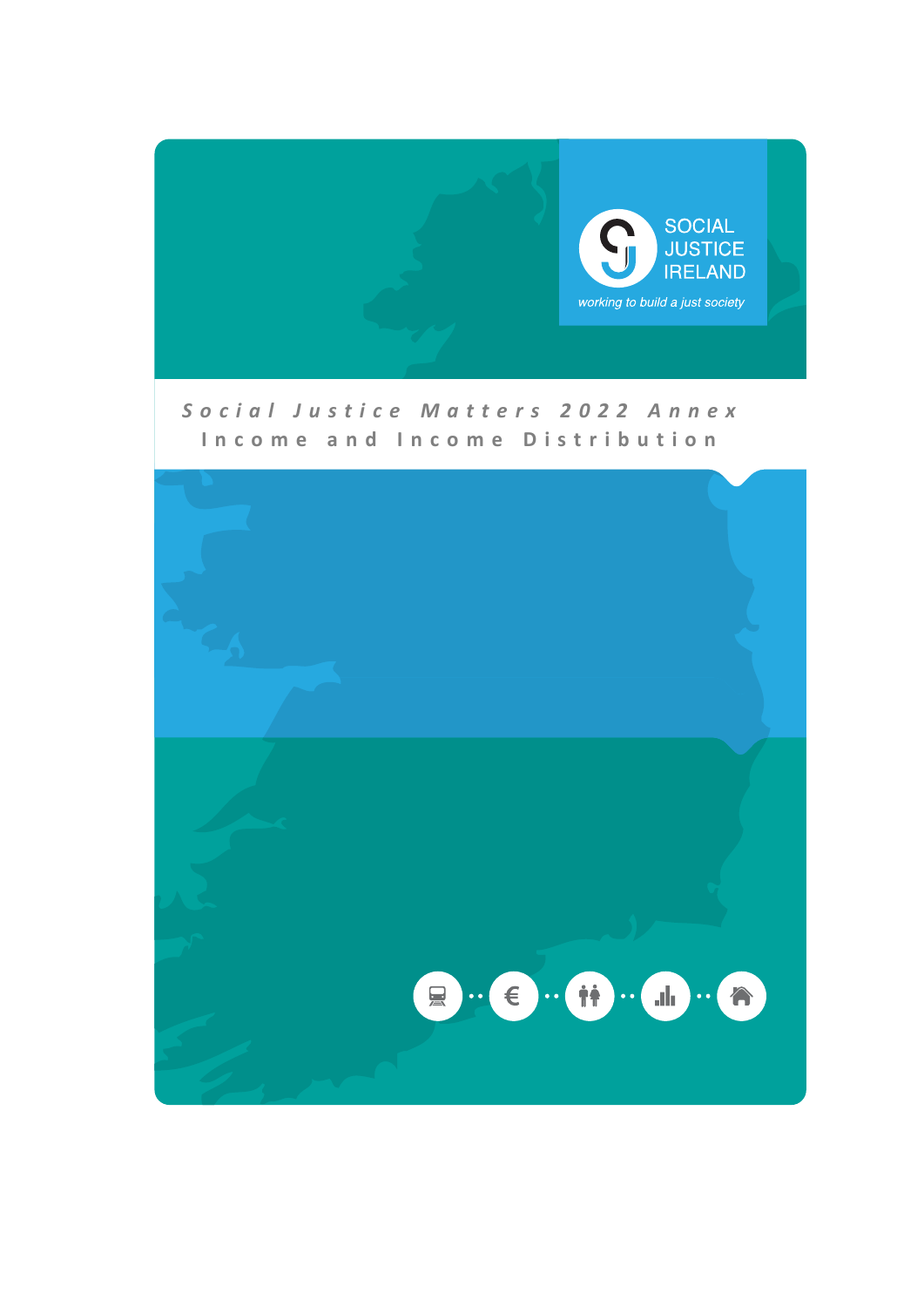SOCIAL JUSTICE IRELAND

*working to build a just society*

# Social Justice Matters 2022 Annex

## Income and Income Distribution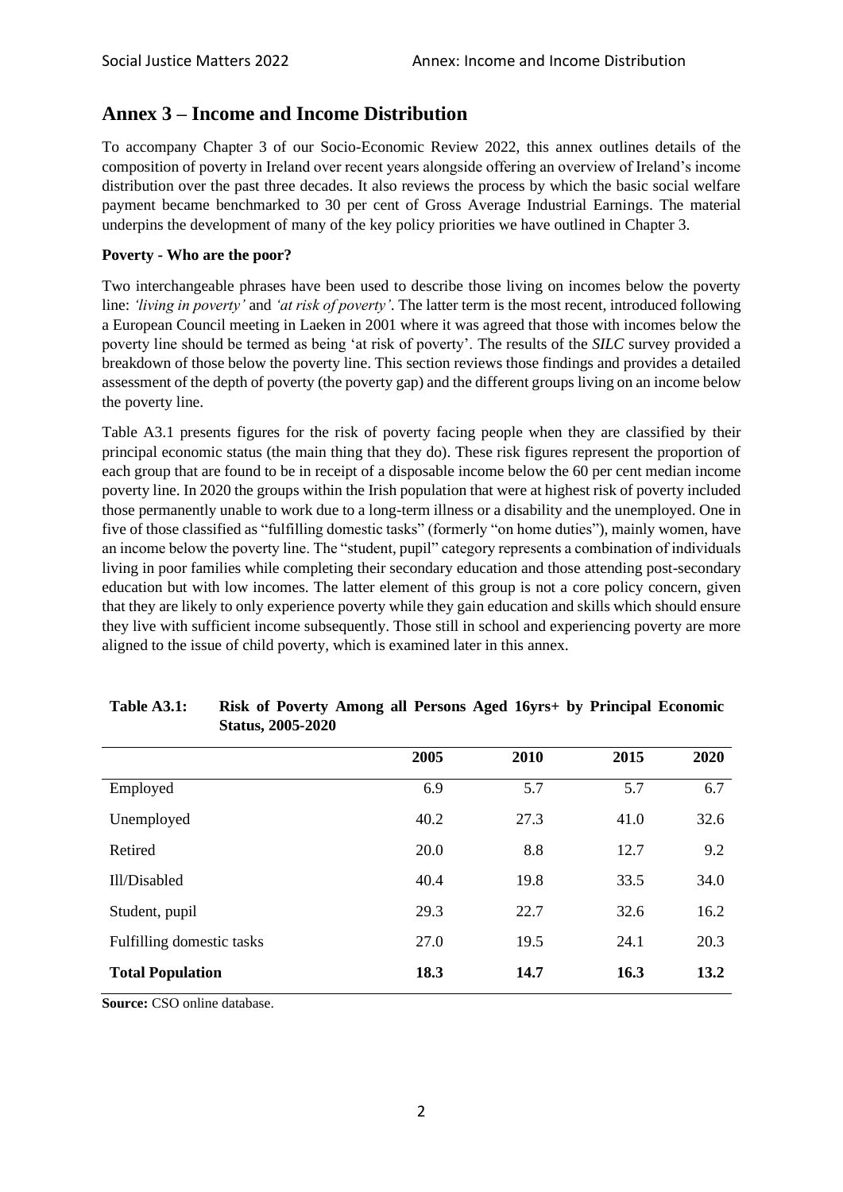## Annex 3 – Income and Income Distribution

To accompany Chapter 3 of our Socio-Economic Review 2022, this annex outlines details of the composition of poverty in Ireland over recent years alongside offering an overview of Ireland's income distribution over the past three decades. It also reviews the process by which the basic social welfare payment became benchmarked to 30 per cent of Gross Average Industrial Earnings. The material underpins the development of many of the key policy priorities we have outlined in Chapter 3.

**Poverty - Who are the poor?**

Two interchangeable phrases have been used to describe those living on incomes below the poverty line: *'living in poverty'* and *'at risk of poverty'*. The latter term is the most recent, introduced following a European Council meeting in Laeken in 2001 where it was agreed that those with incomes below the poverty line should be termed as being 'at risk of poverty'. The results of the *SILC* survey provided a breakdown of those below the poverty line. This section reviews those findings and provides a detailed assessment of the depth of poverty (the poverty gap) and the different groups living on an income below the poverty line.

Table A3.1 presents figures for the risk of poverty facing people when they are classified by their principal economic status (the main thing that they do). These risk figures represent the proportion of each group that are found to be in receipt of a disposable income below the 60 per cent median income poverty line. In 2020 the groups within the Irish population that were at highest risk of poverty included those permanently unable to work due to a long-term illness or a disability and the unemployed. One in five of those classified as "fulfilling domestic tasks" (formerly "on home duties"), mainly women, have an income below the poverty line. The "student, pupil" category represents a combination of individuals living in poor families while completing their secondary education and those attending post-secondary education but with low incomes. The latter element of this group is not a core policy concern, given that they are likely to only experience poverty while they gain education and skills which should ensure they live with sufficient income subsequently. Those still in school and experiencing poverty are more aligned to the issue of child poverty, which is examined later in this annex.

**Table A3.1: Risk of Poverty Among all Persons Aged 16yrs+ by Principal Economic Status, 2005-2020**

| | 2005 | 2010 | 2015 | 2020 |
|---|---|---|---|---|
| Employed | 6.9 | 5.7 | 5.7 | 6.7 |
| Unemployed | 40.2 | 27.3 | 41.0 | 32.6 |
| Retired | 20.0 | 8.8 | 12.7 | 9.2 |
| Ill/Disabled | 40.4 | 19.8 | 33.5 | 34.0 |
| Student, pupil | 29.3 | 22.7 | 32.6 | 16.2 |
| Fulfilling domestic tasks | 27.0 | 19.5 | 24.1 | 20.3 |
| **Total Population** | **18.3** | **14.7** | **16.3** | **13.2** |

**Source:** CSO online database.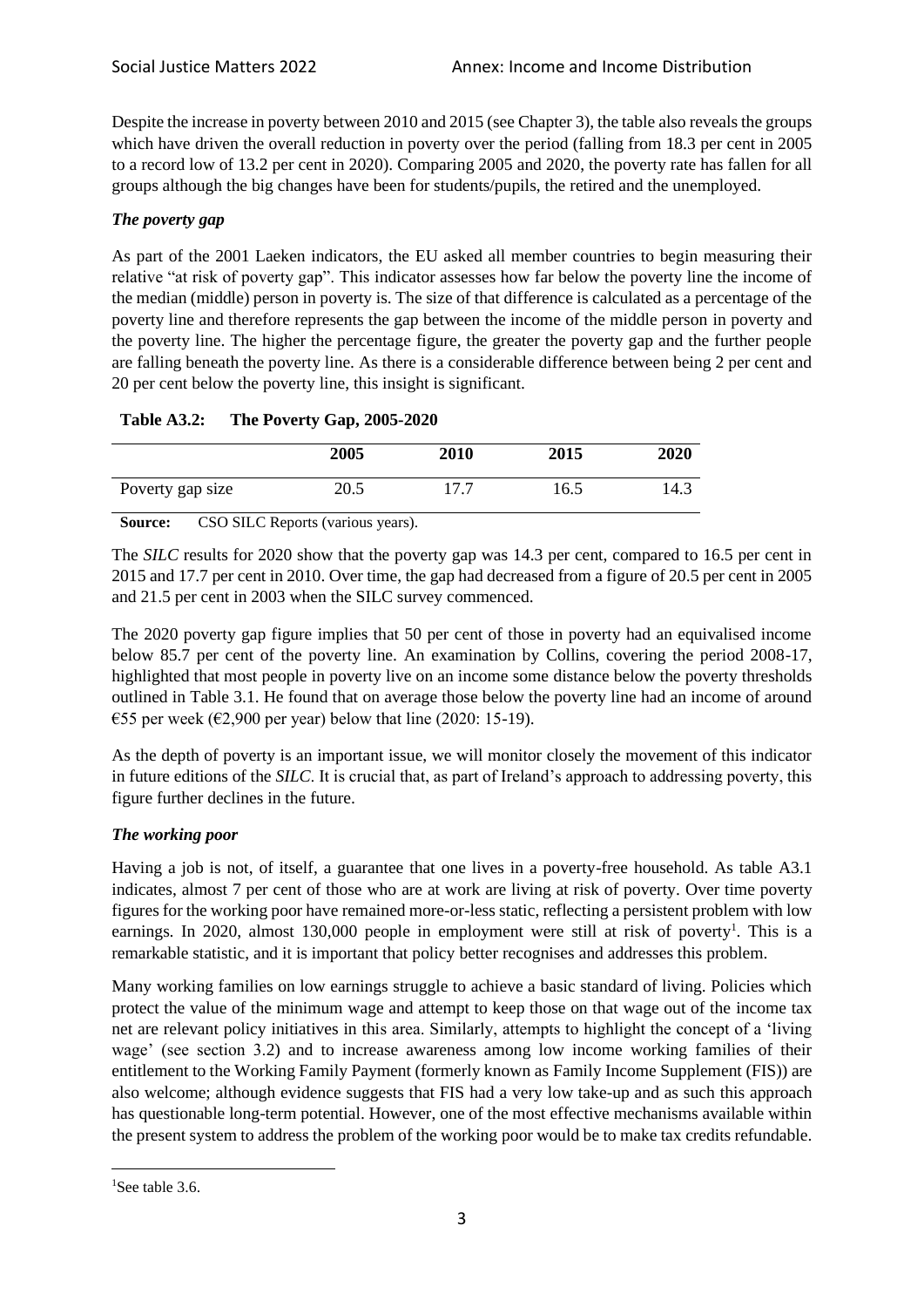Despite the increase in poverty between 2010 and 2015 (see Chapter 3), the table also reveals the groups which have driven the overall reduction in poverty over the period (falling from 18.3 per cent in 2005 to a record low of 13.2 per cent in 2020). Comparing 2005 and 2020, the poverty rate has fallen for all groups although the big changes have been for students/pupils, the retired and the unemployed.

### *The poverty gap*

As part of the 2001 Laeken indicators, the EU asked all member countries to begin measuring their relative "at risk of poverty gap". This indicator assesses how far below the poverty line the income of the median (middle) person in poverty is. The size of that difference is calculated as a percentage of the poverty line and therefore represents the gap between the income of the middle person in poverty and the poverty line. The higher the percentage figure, the greater the poverty gap and the further people are falling beneath the poverty line. As there is a considerable difference between being 2 per cent and 20 per cent below the poverty line, this insight is significant.

**Table A3.2: The Poverty Gap, 2005-2020**

| | 2005 | 2010 | 2015 | 2020 |
|---|---|---|---|---|
| Poverty gap size | 20.5 | 17.7 | 16.5 | 14.3 |

**Source:** CSO SILC Reports (various years).

The *SILC* results for 2020 show that the poverty gap was 14.3 per cent, compared to 16.5 per cent in 2015 and 17.7 per cent in 2010. Over time, the gap had decreased from a figure of 20.5 per cent in 2005 and 21.5 per cent in 2003 when the SILC survey commenced.

The 2020 poverty gap figure implies that 50 per cent of those in poverty had an equivalised income below 85.7 per cent of the poverty line. An examination by Collins, covering the period 2008-17, highlighted that most people in poverty live on an income some distance below the poverty thresholds outlined in Table 3.1. He found that on average those below the poverty line had an income of around €55 per week (€2,900 per year) below that line (2020: 15-19).

As the depth of poverty is an important issue, we will monitor closely the movement of this indicator in future editions of the *SILC*. It is crucial that, as part of Ireland's approach to addressing poverty, this figure further declines in the future.

### *The working poor*

Having a job is not, of itself, a guarantee that one lives in a poverty-free household. As table A3.1 indicates, almost 7 per cent of those who are at work are living at risk of poverty. Over time poverty figures for the working poor have remained more-or-less static, reflecting a persistent problem with low earnings. In 2020, almost 130,000 people in employment were still at risk of poverty[1]. This is a remarkable statistic, and it is important that policy better recognises and addresses this problem.

Many working families on low earnings struggle to achieve a basic standard of living. Policies which protect the value of the minimum wage and attempt to keep those on that wage out of the income tax net are relevant policy initiatives in this area. Similarly, attempts to highlight the concept of a 'living wage' (see section 3.2) and to increase awareness among low income working families of their entitlement to the Working Family Payment (formerly known as Family Income Supplement (FIS)) are also welcome; although evidence suggests that FIS had a very low take-up and as such this approach has questionable long-term potential. However, one of the most effective mechanisms available within the present system to address the problem of the working poor would be to make tax credits refundable.

---

[1]See table 3.6.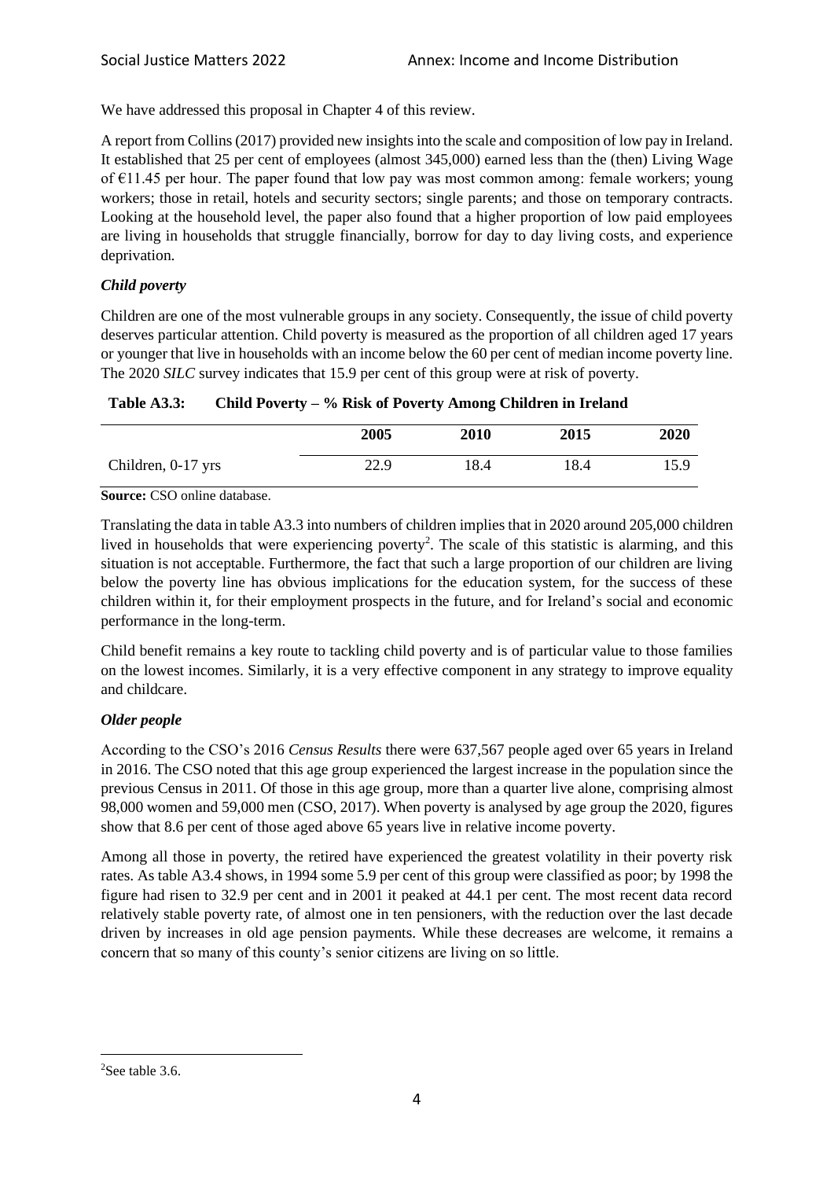We have addressed this proposal in Chapter 4 of this review.

A report from Collins (2017) provided new insights into the scale and composition of low pay in Ireland. It established that 25 per cent of employees (almost 345,000) earned less than the (then) Living Wage of €11.45 per hour. The paper found that low pay was most common among: female workers; young workers; those in retail, hotels and security sectors; single parents; and those on temporary contracts. Looking at the household level, the paper also found that a higher proportion of low paid employees are living in households that struggle financially, borrow for day to day living costs, and experience deprivation.

### *Child poverty*

Children are one of the most vulnerable groups in any society. Consequently, the issue of child poverty deserves particular attention. Child poverty is measured as the proportion of all children aged 17 years or younger that live in households with an income below the 60 per cent of median income poverty line. The 2020 *SILC* survey indicates that 15.9 per cent of this group were at risk of poverty.

**Table A3.3: Child Poverty – % Risk of Poverty Among Children in Ireland**

| | 2005 | 2010 | 2015 | 2020 |
|---|---|---|---|---|
| Children, 0-17 yrs | 22.9 | 18.4 | 18.4 | 15.9 |

**Source:** CSO online database.

Translating the data in table A3.3 into numbers of children implies that in 2020 around 205,000 children lived in households that were experiencing poverty[2]. The scale of this statistic is alarming, and this situation is not acceptable. Furthermore, the fact that such a large proportion of our children are living below the poverty line has obvious implications for the education system, for the success of these children within it, for their employment prospects in the future, and for Ireland's social and economic performance in the long-term.

Child benefit remains a key route to tackling child poverty and is of particular value to those families on the lowest incomes. Similarly, it is a very effective component in any strategy to improve equality and childcare.

### *Older people*

According to the CSO's 2016 *Census Results* there were 637,567 people aged over 65 years in Ireland in 2016. The CSO noted that this age group experienced the largest increase in the population since the previous Census in 2011. Of those in this age group, more than a quarter live alone, comprising almost 98,000 women and 59,000 men (CSO, 2017). When poverty is analysed by age group the 2020, figures show that 8.6 per cent of those aged above 65 years live in relative income poverty.

Among all those in poverty, the retired have experienced the greatest volatility in their poverty risk rates. As table A3.4 shows, in 1994 some 5.9 per cent of this group were classified as poor; by 1998 the figure had risen to 32.9 per cent and in 2001 it peaked at 44.1 per cent. The most recent data record relatively stable poverty rate, of almost one in ten pensioners, with the reduction over the last decade driven by increases in old age pension payments. While these decreases are welcome, it remains a concern that so many of this county's senior citizens are living on so little.

---

[2] See table 3.6.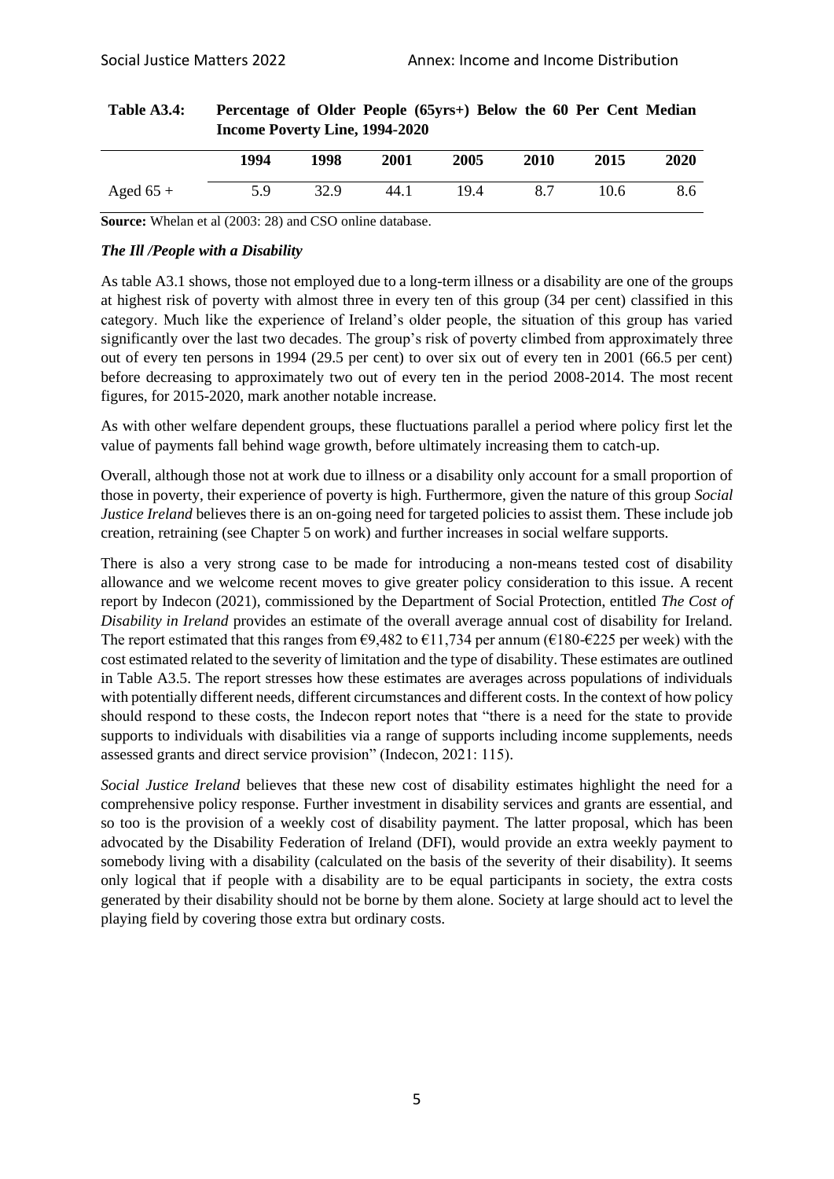**Table A3.4: Percentage of Older People (65yrs+) Below the 60 Per Cent Median Income Poverty Line, 1994-2020**

| | 1994 | 1998 | 2001 | 2005 | 2010 | 2015 | 2020 |
|---|---|---|---|---|---|---|---|
| Aged 65 + | 5.9 | 32.9 | 44.1 | 19.4 | 8.7 | 10.6 | 8.6 |

**Source:** Whelan et al (2003: 28) and CSO online database.

### *The Ill /People with a Disability*

As table A3.1 shows, those not employed due to a long-term illness or a disability are one of the groups at highest risk of poverty with almost three in every ten of this group (34 per cent) classified in this category. Much like the experience of Ireland's older people, the situation of this group has varied significantly over the last two decades. The group's risk of poverty climbed from approximately three out of every ten persons in 1994 (29.5 per cent) to over six out of every ten in 2001 (66.5 per cent) before decreasing to approximately two out of every ten in the period 2008-2014. The most recent figures, for 2015-2020, mark another notable increase.

As with other welfare dependent groups, these fluctuations parallel a period where policy first let the value of payments fall behind wage growth, before ultimately increasing them to catch-up.

Overall, although those not at work due to illness or a disability only account for a small proportion of those in poverty, their experience of poverty is high. Furthermore, given the nature of this group *Social Justice Ireland* believes there is an on-going need for targeted policies to assist them. These include job creation, retraining (see Chapter 5 on work) and further increases in social welfare supports.

There is also a very strong case to be made for introducing a non-means tested cost of disability allowance and we welcome recent moves to give greater policy consideration to this issue. A recent report by Indecon (2021), commissioned by the Department of Social Protection, entitled *The Cost of Disability in Ireland* provides an estimate of the overall average annual cost of disability for Ireland. The report estimated that this ranges from €9,482 to €11,734 per annum (€180-€225 per week) with the cost estimated related to the severity of limitation and the type of disability. These estimates are outlined in Table A3.5. The report stresses how these estimates are averages across populations of individuals with potentially different needs, different circumstances and different costs. In the context of how policy should respond to these costs, the Indecon report notes that "there is a need for the state to provide supports to individuals with disabilities via a range of supports including income supplements, needs assessed grants and direct service provision" (Indecon, 2021: 115).

*Social Justice Ireland* believes that these new cost of disability estimates highlight the need for a comprehensive policy response. Further investment in disability services and grants are essential, and so too is the provision of a weekly cost of disability payment. The latter proposal, which has been advocated by the Disability Federation of Ireland (DFI), would provide an extra weekly payment to somebody living with a disability (calculated on the basis of the severity of their disability). It seems only logical that if people with a disability are to be equal participants in society, the extra costs generated by their disability should not be borne by them alone. Society at large should act to level the playing field by covering those extra but ordinary costs.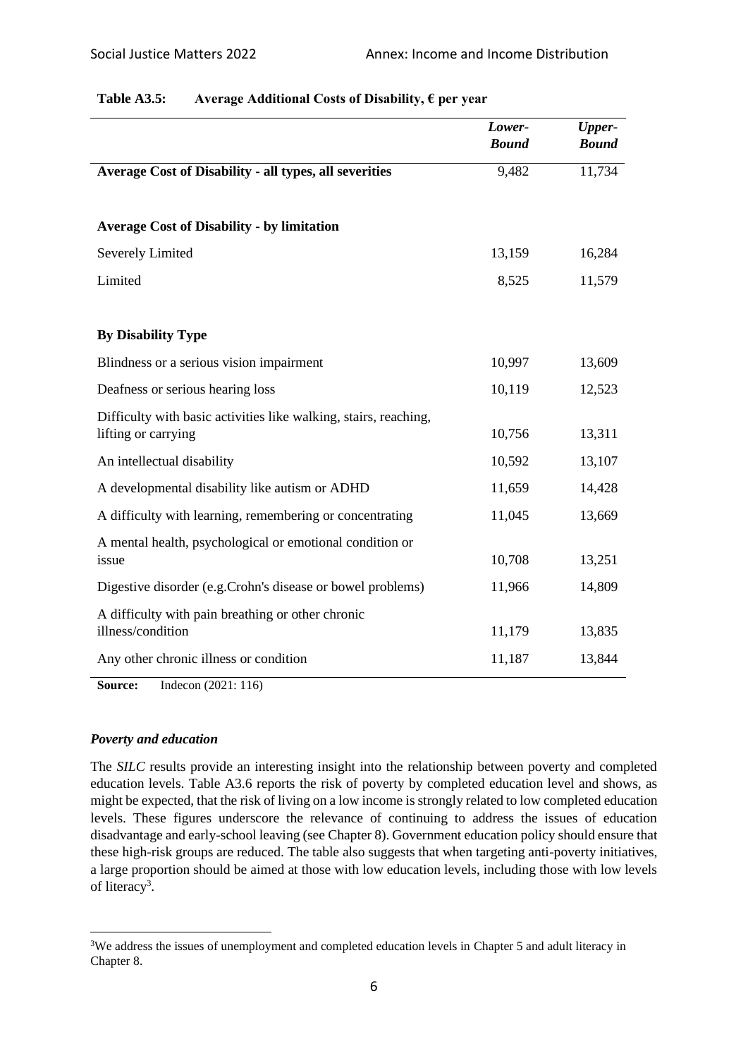**Table A3.5: Average Additional Costs of Disability, € per year**

| | *Lower-Bound* | *Upper-Bound* |
|---|---|---|
| **Average Cost of Disability - all types, all severities** | 9,482 | 11,734 |
| | | |
| **Average Cost of Disability - by limitation** | | |
| Severely Limited | 13,159 | 16,284 |
| Limited | 8,525 | 11,579 |
| | | |
| **By Disability Type** | | |
| Blindness or a serious vision impairment | 10,997 | 13,609 |
| Deafness or serious hearing loss | 10,119 | 12,523 |
| Difficulty with basic activities like walking, stairs, reaching, lifting or carrying | 10,756 | 13,311 |
| An intellectual disability | 10,592 | 13,107 |
| A developmental disability like autism or ADHD | 11,659 | 14,428 |
| A difficulty with learning, remembering or concentrating | 11,045 | 13,669 |
| A mental health, psychological or emotional condition or issue | 10,708 | 13,251 |
| Digestive disorder (e.g.Crohn's disease or bowel problems) | 11,966 | 14,809 |
| A difficulty with pain breathing or other chronic illness/condition | 11,179 | 13,835 |
| Any other chronic illness or condition | 11,187 | 13,844 |

**Source:** Indecon (2021: 116)

### *Poverty and education*

The *SILC* results provide an interesting insight into the relationship between poverty and completed education levels. Table A3.6 reports the risk of poverty by completed education level and shows, as might be expected, that the risk of living on a low income is strongly related to low completed education levels. These figures underscore the relevance of continuing to address the issues of education disadvantage and early-school leaving (see Chapter 8). Government education policy should ensure that these high-risk groups are reduced. The table also suggests that when targeting anti-poverty initiatives, a large proportion should be aimed at those with low education levels, including those with low levels of literacy[3].

[3]We address the issues of unemployment and completed education levels in Chapter 5 and adult literacy in Chapter 8.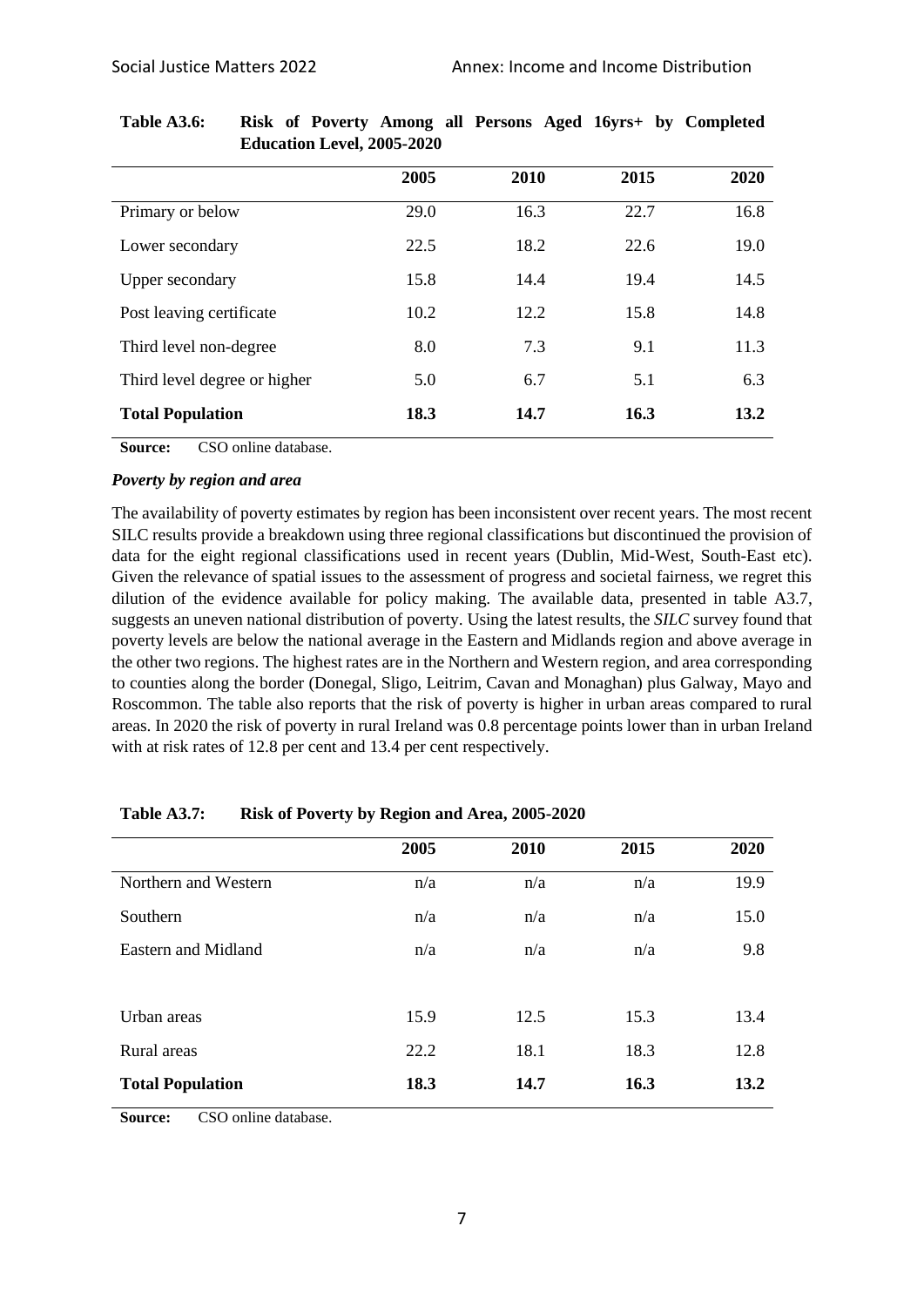**Table A3.6: Risk of Poverty Among all Persons Aged 16yrs+ by Completed Education Level, 2005-2020**

| | 2005 | 2010 | 2015 | 2020 |
|---|---|---|---|---|
| Primary or below | 29.0 | 16.3 | 22.7 | 16.8 |
| Lower secondary | 22.5 | 18.2 | 22.6 | 19.0 |
| Upper secondary | 15.8 | 14.4 | 19.4 | 14.5 |
| Post leaving certificate | 10.2 | 12.2 | 15.8 | 14.8 |
| Third level non-degree | 8.0 | 7.3 | 9.1 | 11.3 |
| Third level degree or higher | 5.0 | 6.7 | 5.1 | 6.3 |
| **Total Population** | **18.3** | **14.7** | **16.3** | **13.2** |

**Source:** CSO online database.

### *Poverty by region and area*

The availability of poverty estimates by region has been inconsistent over recent years. The most recent SILC results provide a breakdown using three regional classifications but discontinued the provision of data for the eight regional classifications used in recent years (Dublin, Mid-West, South-East etc). Given the relevance of spatial issues to the assessment of progress and societal fairness, we regret this dilution of the evidence available for policy making. The available data, presented in table A3.7, suggests an uneven national distribution of poverty. Using the latest results, the *SILC* survey found that poverty levels are below the national average in the Eastern and Midlands region and above average in the other two regions. The highest rates are in the Northern and Western region, and area corresponding to counties along the border (Donegal, Sligo, Leitrim, Cavan and Monaghan) plus Galway, Mayo and Roscommon. The table also reports that the risk of poverty is higher in urban areas compared to rural areas. In 2020 the risk of poverty in rural Ireland was 0.8 percentage points lower than in urban Ireland with at risk rates of 12.8 per cent and 13.4 per cent respectively.

**Table A3.7: Risk of Poverty by Region and Area, 2005-2020**

| | 2005 | 2010 | 2015 | 2020 |
|---|---|---|---|---|
| Northern and Western | n/a | n/a | n/a | 19.9 |
| Southern | n/a | n/a | n/a | 15.0 |
| Eastern and Midland | n/a | n/a | n/a | 9.8 |
| | | | | |
| Urban areas | 15.9 | 12.5 | 15.3 | 13.4 |
| Rural areas | 22.2 | 18.1 | 18.3 | 12.8 |
| **Total Population** | **18.3** | **14.7** | **16.3** | **13.2** |

**Source:** CSO online database.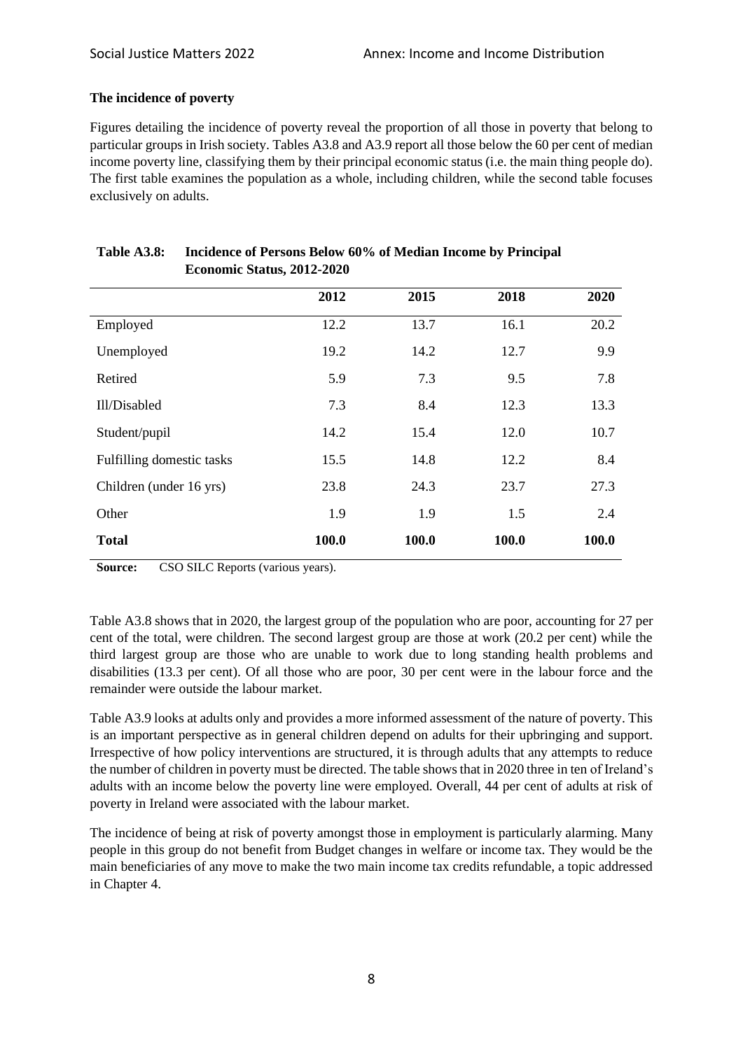### The incidence of poverty

Figures detailing the incidence of poverty reveal the proportion of all those in poverty that belong to particular groups in Irish society. Tables A3.8 and A3.9 report all those below the 60 per cent of median income poverty line, classifying them by their principal economic status (i.e. the main thing people do). The first table examines the population as a whole, including children, while the second table focuses exclusively on adults.

**Table A3.8: Incidence of Persons Below 60% of Median Income by Principal Economic Status, 2012-2020**

| | 2012 | 2015 | 2018 | 2020 |
|---|---|---|---|---|
| Employed | 12.2 | 13.7 | 16.1 | 20.2 |
| Unemployed | 19.2 | 14.2 | 12.7 | 9.9 |
| Retired | 5.9 | 7.3 | 9.5 | 7.8 |
| Ill/Disabled | 7.3 | 8.4 | 12.3 | 13.3 |
| Student/pupil | 14.2 | 15.4 | 12.0 | 10.7 |
| Fulfilling domestic tasks | 15.5 | 14.8 | 12.2 | 8.4 |
| Children (under 16 yrs) | 23.8 | 24.3 | 23.7 | 27.3 |
| Other | 1.9 | 1.9 | 1.5 | 2.4 |
| **Total** | **100.0** | **100.0** | **100.0** | **100.0** |

**Source:** CSO SILC Reports (various years).

Table A3.8 shows that in 2020, the largest group of the population who are poor, accounting for 27 per cent of the total, were children. The second largest group are those at work (20.2 per cent) while the third largest group are those who are unable to work due to long standing health problems and disabilities (13.3 per cent). Of all those who are poor, 30 per cent were in the labour force and the remainder were outside the labour market.

Table A3.9 looks at adults only and provides a more informed assessment of the nature of poverty. This is an important perspective as in general children depend on adults for their upbringing and support. Irrespective of how policy interventions are structured, it is through adults that any attempts to reduce the number of children in poverty must be directed. The table shows that in 2020 three in ten of Ireland's adults with an income below the poverty line were employed. Overall, 44 per cent of adults at risk of poverty in Ireland were associated with the labour market.

The incidence of being at risk of poverty amongst those in employment is particularly alarming. Many people in this group do not benefit from Budget changes in welfare or income tax. They would be the main beneficiaries of any move to make the two main income tax credits refundable, a topic addressed in Chapter 4.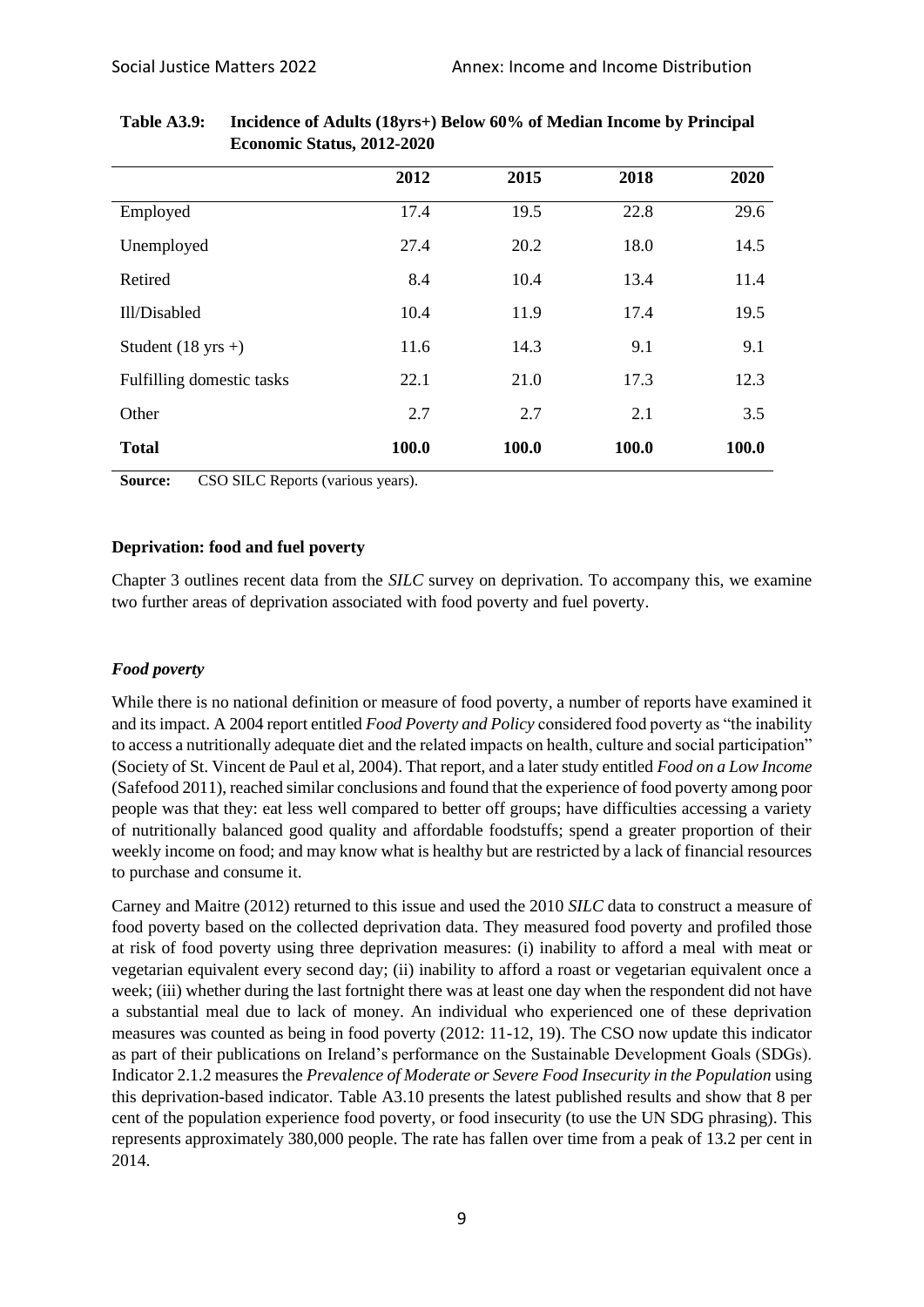**Table A3.9: Incidence of Adults (18yrs+) Below 60% of Median Income by Principal Economic Status, 2012-2020**

| | 2012 | 2015 | 2018 | 2020 |
|---|---|---|---|---|
| Employed | 17.4 | 19.5 | 22.8 | 29.6 |
| Unemployed | 27.4 | 20.2 | 18.0 | 14.5 |
| Retired | 8.4 | 10.4 | 13.4 | 11.4 |
| Ill/Disabled | 10.4 | 11.9 | 17.4 | 19.5 |
| Student (18 yrs +) | 11.6 | 14.3 | 9.1 | 9.1 |
| Fulfilling domestic tasks | 22.1 | 21.0 | 17.3 | 12.3 |
| Other | 2.7 | 2.7 | 2.1 | 3.5 |
| **Total** | **100.0** | **100.0** | **100.0** | **100.0** |

**Source:** CSO SILC Reports (various years).

### Deprivation: food and fuel poverty

Chapter 3 outlines recent data from the *SILC* survey on deprivation. To accompany this, we examine two further areas of deprivation associated with food poverty and fuel poverty.

#### *Food poverty*

While there is no national definition or measure of food poverty, a number of reports have examined it and its impact. A 2004 report entitled *Food Poverty and Policy* considered food poverty as "the inability to access a nutritionally adequate diet and the related impacts on health, culture and social participation" (Society of St. Vincent de Paul et al, 2004). That report, and a later study entitled *Food on a Low Income* (Safefood 2011), reached similar conclusions and found that the experience of food poverty among poor people was that they: eat less well compared to better off groups; have difficulties accessing a variety of nutritionally balanced good quality and affordable foodstuffs; spend a greater proportion of their weekly income on food; and may know what is healthy but are restricted by a lack of financial resources to purchase and consume it.

Carney and Maitre (2012) returned to this issue and used the 2010 *SILC* data to construct a measure of food poverty based on the collected deprivation data. They measured food poverty and profiled those at risk of food poverty using three deprivation measures: (i) inability to afford a meal with meat or vegetarian equivalent every second day; (ii) inability to afford a roast or vegetarian equivalent once a week; (iii) whether during the last fortnight there was at least one day when the respondent did not have a substantial meal due to lack of money. An individual who experienced one of these deprivation measures was counted as being in food poverty (2012: 11-12, 19). The CSO now update this indicator as part of their publications on Ireland's performance on the Sustainable Development Goals (SDGs). Indicator 2.1.2 measures the *Prevalence of Moderate or Severe Food Insecurity in the Population* using this deprivation-based indicator. Table A3.10 presents the latest published results and show that 8 per cent of the population experience food poverty, or food insecurity (to use the UN SDG phrasing). This represents approximately 380,000 people. The rate has fallen over time from a peak of 13.2 per cent in 2014.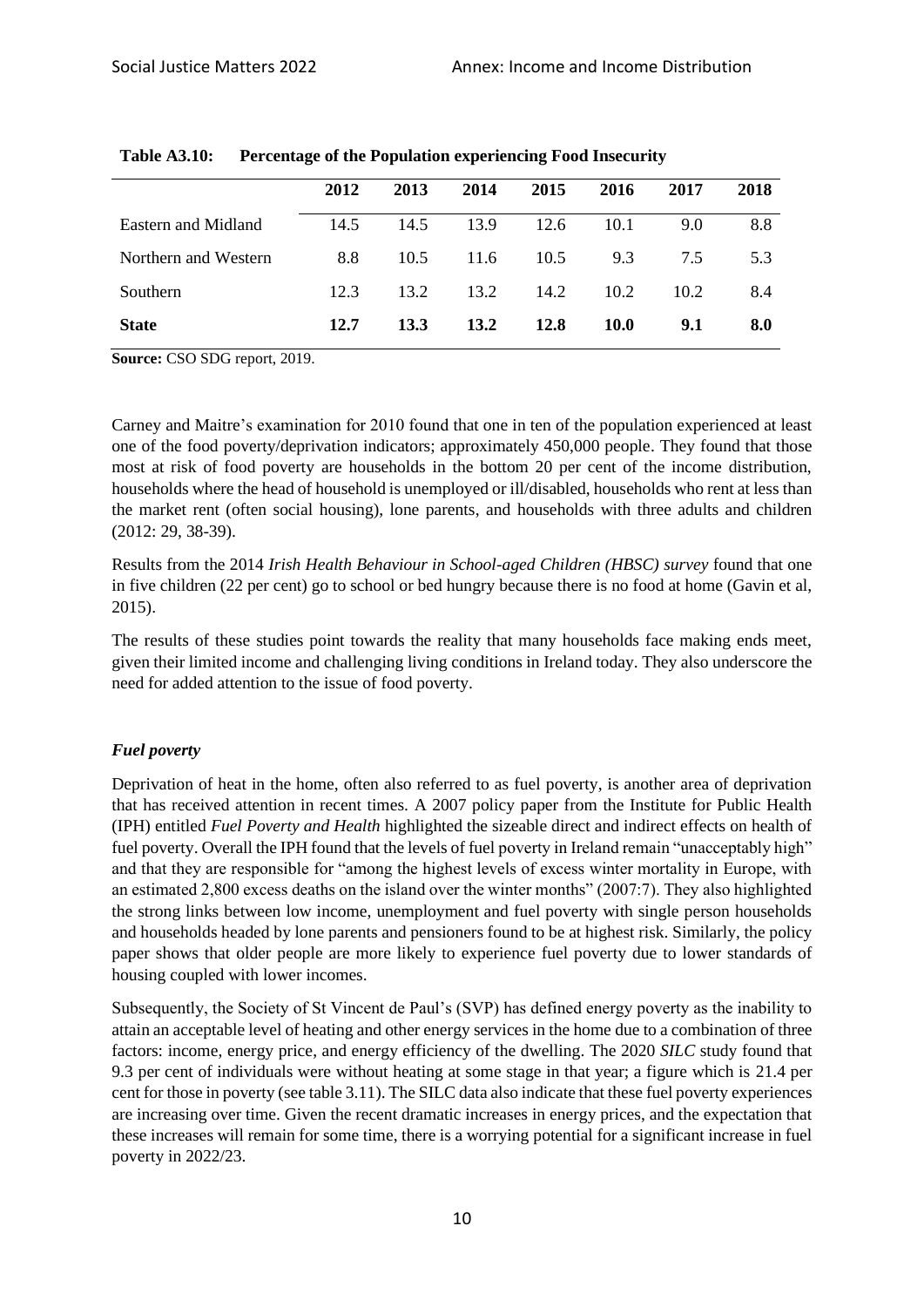**Table A3.10: Percentage of the Population experiencing Food Insecurity**

| | 2012 | 2013 | 2014 | 2015 | 2016 | 2017 | 2018 |
|---|---|---|---|---|---|---|---|
| Eastern and Midland | 14.5 | 14.5 | 13.9 | 12.6 | 10.1 | 9.0 | 8.8 |
| Northern and Western | 8.8 | 10.5 | 11.6 | 10.5 | 9.3 | 7.5 | 5.3 |
| Southern | 12.3 | 13.2 | 13.2 | 14.2 | 10.2 | 10.2 | 8.4 |
| **State** | **12.7** | **13.3** | **13.2** | **12.8** | **10.0** | **9.1** | **8.0** |

**Source:** CSO SDG report, 2019.

Carney and Maitre's examination for 2010 found that one in ten of the population experienced at least one of the food poverty/deprivation indicators; approximately 450,000 people. They found that those most at risk of food poverty are households in the bottom 20 per cent of the income distribution, households where the head of household is unemployed or ill/disabled, households who rent at less than the market rent (often social housing), lone parents, and households with three adults and children (2012: 29, 38-39).

Results from the 2014 *Irish Health Behaviour in School-aged Children (HBSC) survey* found that one in five children (22 per cent) go to school or bed hungry because there is no food at home (Gavin et al, 2015).

The results of these studies point towards the reality that many households face making ends meet, given their limited income and challenging living conditions in Ireland today. They also underscore the need for added attention to the issue of food poverty.

### *Fuel poverty*

Deprivation of heat in the home, often also referred to as fuel poverty, is another area of deprivation that has received attention in recent times. A 2007 policy paper from the Institute for Public Health (IPH) entitled *Fuel Poverty and Health* highlighted the sizeable direct and indirect effects on health of fuel poverty. Overall the IPH found that the levels of fuel poverty in Ireland remain "unacceptably high" and that they are responsible for "among the highest levels of excess winter mortality in Europe, with an estimated 2,800 excess deaths on the island over the winter months" (2007:7). They also highlighted the strong links between low income, unemployment and fuel poverty with single person households and households headed by lone parents and pensioners found to be at highest risk. Similarly, the policy paper shows that older people are more likely to experience fuel poverty due to lower standards of housing coupled with lower incomes.

Subsequently, the Society of St Vincent de Paul's (SVP) has defined energy poverty as the inability to attain an acceptable level of heating and other energy services in the home due to a combination of three factors: income, energy price, and energy efficiency of the dwelling. The 2020 *SILC* study found that 9.3 per cent of individuals were without heating at some stage in that year; a figure which is 21.4 per cent for those in poverty (see table 3.11). The SILC data also indicate that these fuel poverty experiences are increasing over time. Given the recent dramatic increases in energy prices, and the expectation that these increases will remain for some time, there is a worrying potential for a significant increase in fuel poverty in 2022/23.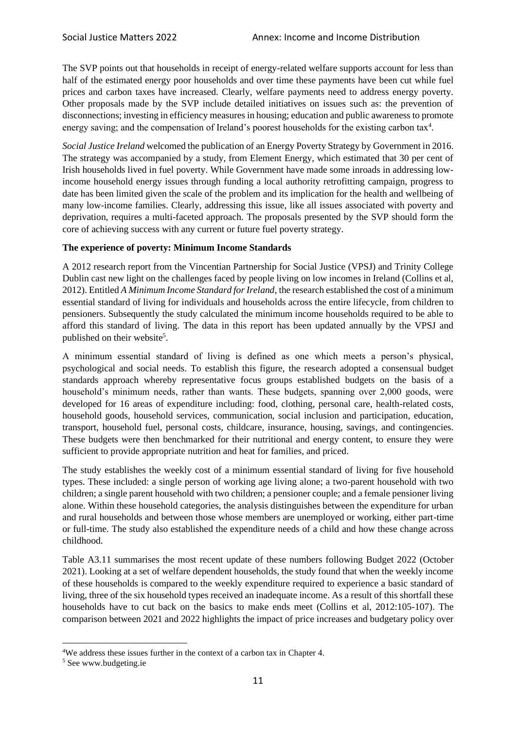The SVP points out that households in receipt of energy-related welfare supports account for less than half of the estimated energy poor households and over time these payments have been cut while fuel prices and carbon taxes have increased. Clearly, welfare payments need to address energy poverty. Other proposals made by the SVP include detailed initiatives on issues such as: the prevention of disconnections; investing in efficiency measures in housing; education and public awareness to promote energy saving; and the compensation of Ireland's poorest households for the existing carbon tax[4].

*Social Justice Ireland* welcomed the publication of an Energy Poverty Strategy by Government in 2016. The strategy was accompanied by a study, from Element Energy, which estimated that 30 per cent of Irish households lived in fuel poverty. While Government have made some inroads in addressing low-income household energy issues through funding a local authority retrofitting campaign, progress to date has been limited given the scale of the problem and its implication for the health and wellbeing of many low-income families. Clearly, addressing this issue, like all issues associated with poverty and deprivation, requires a multi-faceted approach. The proposals presented by the SVP should form the core of achieving success with any current or future fuel poverty strategy.

**The experience of poverty: Minimum Income Standards**

A 2012 research report from the Vincentian Partnership for Social Justice (VPSJ) and Trinity College Dublin cast new light on the challenges faced by people living on low incomes in Ireland (Collins et al, 2012). Entitled *A Minimum Income Standard for Ireland*, the research established the cost of a minimum essential standard of living for individuals and households across the entire lifecycle, from children to pensioners. Subsequently the study calculated the minimum income households required to be able to afford this standard of living. The data in this report has been updated annually by the VPSJ and published on their website[5].

A minimum essential standard of living is defined as one which meets a person's physical, psychological and social needs. To establish this figure, the research adopted a consensual budget standards approach whereby representative focus groups established budgets on the basis of a household's minimum needs, rather than wants. These budgets, spanning over 2,000 goods, were developed for 16 areas of expenditure including: food, clothing, personal care, health-related costs, household goods, household services, communication, social inclusion and participation, education, transport, household fuel, personal costs, childcare, insurance, housing, savings, and contingencies. These budgets were then benchmarked for their nutritional and energy content, to ensure they were sufficient to provide appropriate nutrition and heat for families, and priced.

The study establishes the weekly cost of a minimum essential standard of living for five household types. These included: a single person of working age living alone; a two-parent household with two children; a single parent household with two children; a pensioner couple; and a female pensioner living alone. Within these household categories, the analysis distinguishes between the expenditure for urban and rural households and between those whose members are unemployed or working, either part-time or full-time. The study also established the expenditure needs of a child and how these change across childhood.

Table A3.11 summarises the most recent update of these numbers following Budget 2022 (October 2021). Looking at a set of welfare dependent households, the study found that when the weekly income of these households is compared to the weekly expenditure required to experience a basic standard of living, three of the six household types received an inadequate income. As a result of this shortfall these households have to cut back on the basics to make ends meet (Collins et al, 2012:105-107). The comparison between 2021 and 2022 highlights the impact of price increases and budgetary policy over

---

[4] We address these issues further in the context of a carbon tax in Chapter 4.

[5] See www.budgeting.ie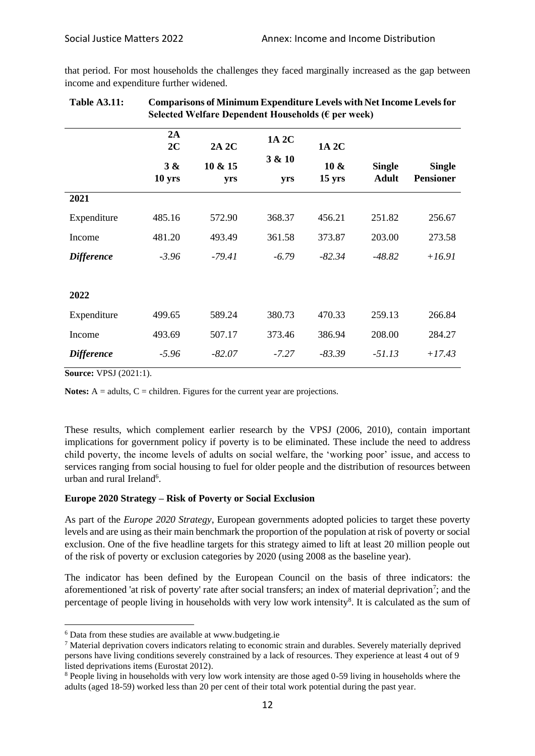that period. For most households the challenges they faced marginally increased as the gap between income and expenditure further widened.

**Table A3.11: Comparisons of Minimum Expenditure Levels with Net Income Levels for Selected Welfare Dependent Households (€ per week)**

| | 2A 2C 3 & 10 yrs | 2A 2C 10 & 15 yrs | 1A 2C 3 & 10 yrs | 1A 2C 10 & 15 yrs | Single Adult | Single Pensioner |
|---|---|---|---|---|---|---|
| **2021** | | | | | | |
| Expenditure | 485.16 | 572.90 | 368.37 | 456.21 | 251.82 | 256.67 |
| Income | 481.20 | 493.49 | 361.58 | 373.87 | 203.00 | 273.58 |
| ***Difference*** | *-3.96* | *-79.41* | *-6.79* | *-82.34* | *-48.82* | *+16.91* |
| **2022** | | | | | | |
| Expenditure | 499.65 | 589.24 | 380.73 | 470.33 | 259.13 | 266.84 |
| Income | 493.69 | 507.17 | 373.46 | 386.94 | 208.00 | 284.27 |
| ***Difference*** | *-5.96* | *-82.07* | *-7.27* | *-83.39* | *-51.13* | *+17.43* |

**Source:** VPSJ (2021:1).

**Notes:** A = adults, C = children. Figures for the current year are projections.

These results, which complement earlier research by the VPSJ (2006, 2010), contain important implications for government policy if poverty is to be eliminated. These include the need to address child poverty, the income levels of adults on social welfare, the 'working poor' issue, and access to services ranging from social housing to fuel for older people and the distribution of resources between urban and rural Ireland[6].

**Europe 2020 Strategy – Risk of Poverty or Social Exclusion**

As part of the *Europe 2020 Strategy*, European governments adopted policies to target these poverty levels and are using as their main benchmark the proportion of the population at risk of poverty or social exclusion. One of the five headline targets for this strategy aimed to lift at least 20 million people out of the risk of poverty or exclusion categories by 2020 (using 2008 as the baseline year).

The indicator has been defined by the European Council on the basis of three indicators: the aforementioned 'at risk of poverty' rate after social transfers; an index of material deprivation[7]; and the percentage of people living in households with very low work intensity[8]. It is calculated as the sum of

[6] Data from these studies are available at www.budgeting.ie

[7] Material deprivation covers indicators relating to economic strain and durables. Severely materially deprived persons have living conditions severely constrained by a lack of resources. They experience at least 4 out of 9 listed deprivations items (Eurostat 2012).

[8] People living in households with very low work intensity are those aged 0-59 living in households where the adults (aged 18-59) worked less than 20 per cent of their total work potential during the past year.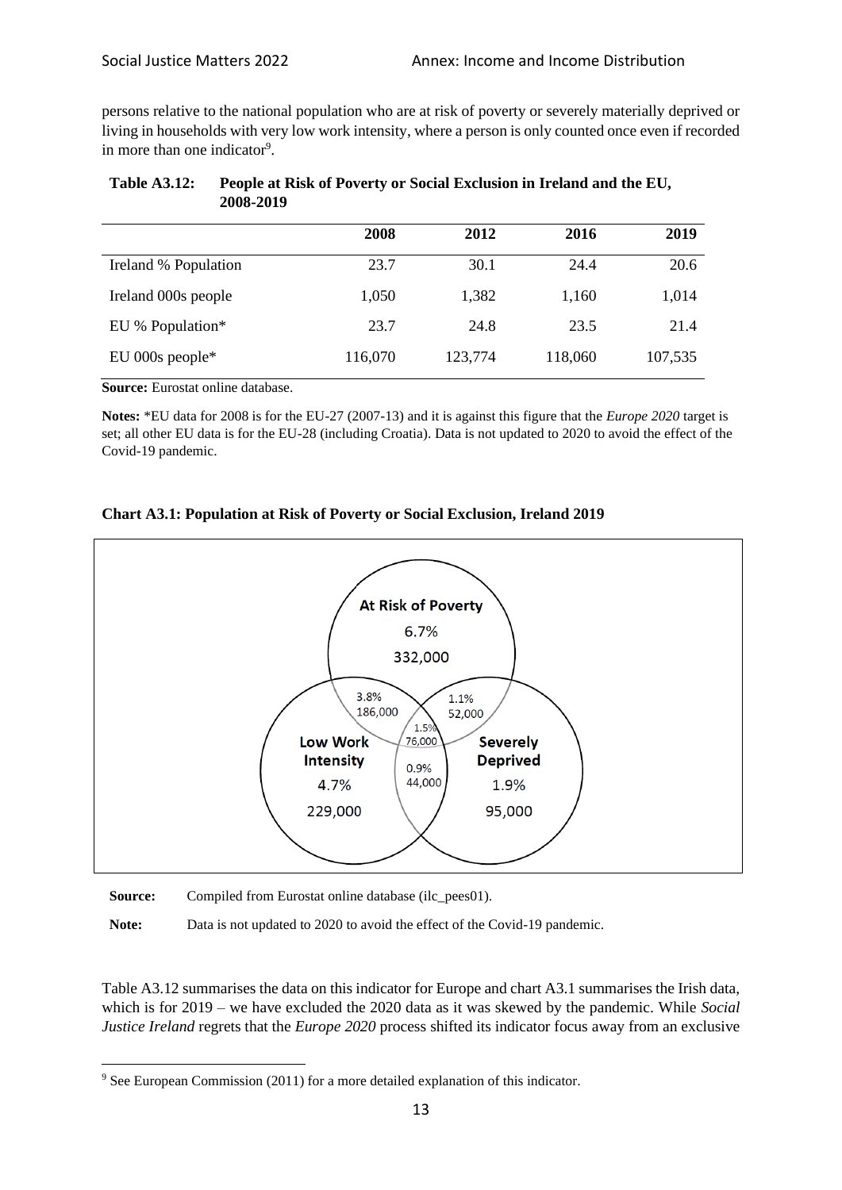persons relative to the national population who are at risk of poverty or severely materially deprived or living in households with very low work intensity, where a person is only counted once even if recorded in more than one indicator[9].

**Table A3.12: People at Risk of Poverty or Social Exclusion in Ireland and the EU, 2008-2019**

| | 2008 | 2012 | 2016 | 2019 |
|---|---|---|---|---|
| Ireland % Population | 23.7 | 30.1 | 24.4 | 20.6 |
| Ireland 000s people | 1,050 | 1,382 | 1,160 | 1,014 |
| EU % Population* | 23.7 | 24.8 | 23.5 | 21.4 |
| EU 000s people* | 116,070 | 123,774 | 118,060 | 107,535 |

**Source:** Eurostat online database.

**Notes:** *EU data for 2008 is for the EU-27 (2007-13) and it is against this figure that the *Europe 2020* target is set; all other EU data is for the EU-28 (including Croatia). Data is not updated to 2020 to avoid the effect of the Covid-19 pandemic.

**Chart A3.1: Population at Risk of Poverty or Social Exclusion, Ireland 2019**

At Risk of Poverty 6.7% 332,000

Low Work Intensity 4.7% 229,000

Severely Deprived 1.9% 95,000

3.8% 186,000

1.1% 52,000

1.5% 76,000

0.9% 44,000

**Source:** Compiled from Eurostat online database (ilc_pees01).

**Note:** Data is not updated to 2020 to avoid the effect of the Covid-19 pandemic.

Table A3.12 summarises the data on this indicator for Europe and chart A3.1 summarises the Irish data, which is for 2019 – we have excluded the 2020 data as it was skewed by the pandemic. While *Social Justice Ireland* regrets that the *Europe 2020* process shifted its indicator focus away from an exclusive

[9] See European Commission (2011) for a more detailed explanation of this indicator.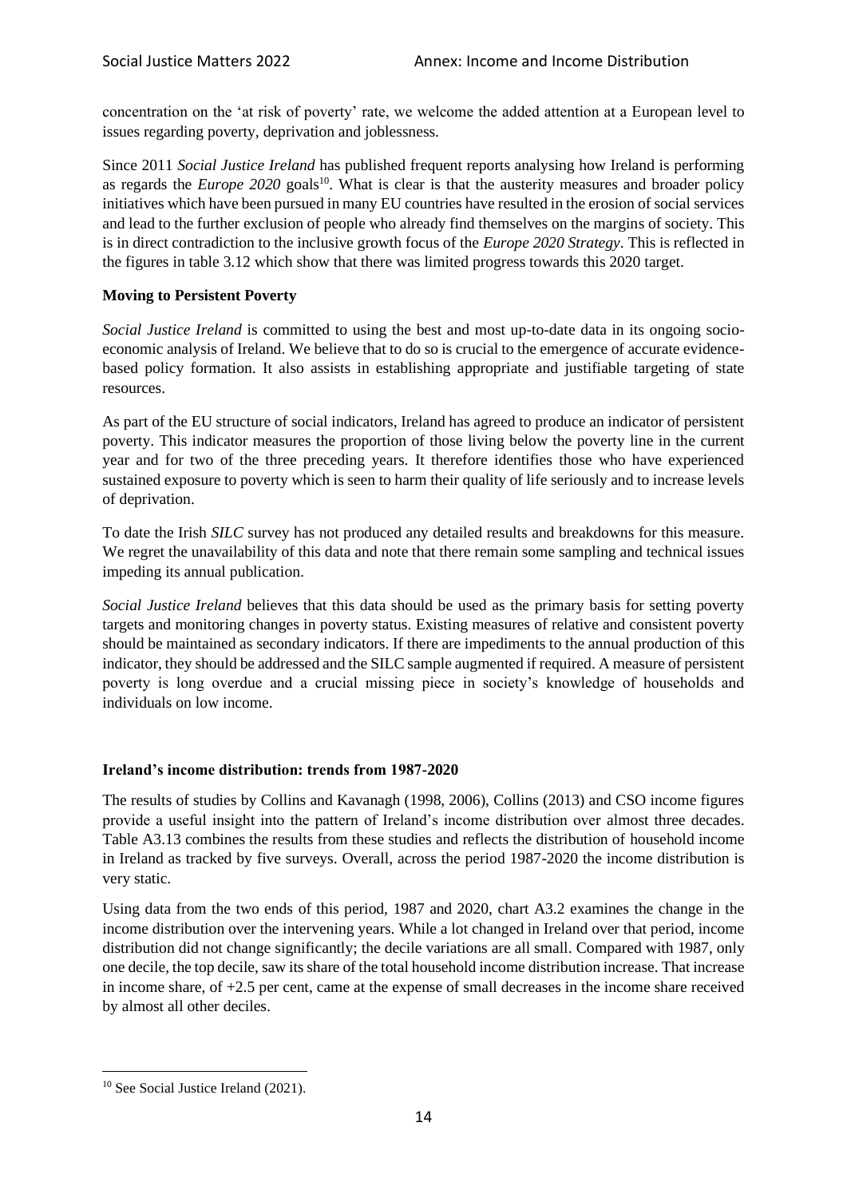concentration on the 'at risk of poverty' rate, we welcome the added attention at a European level to issues regarding poverty, deprivation and joblessness.

Since 2011 *Social Justice Ireland* has published frequent reports analysing how Ireland is performing as regards the *Europe 2020* goals[10]. What is clear is that the austerity measures and broader policy initiatives which have been pursued in many EU countries have resulted in the erosion of social services and lead to the further exclusion of people who already find themselves on the margins of society. This is in direct contradiction to the inclusive growth focus of the *Europe 2020 Strategy*. This is reflected in the figures in table 3.12 which show that there was limited progress towards this 2020 target.

**Moving to Persistent Poverty**

*Social Justice Ireland* is committed to using the best and most up-to-date data in its ongoing socio-economic analysis of Ireland. We believe that to do so is crucial to the emergence of accurate evidence-based policy formation. It also assists in establishing appropriate and justifiable targeting of state resources.

As part of the EU structure of social indicators, Ireland has agreed to produce an indicator of persistent poverty. This indicator measures the proportion of those living below the poverty line in the current year and for two of the three preceding years. It therefore identifies those who have experienced sustained exposure to poverty which is seen to harm their quality of life seriously and to increase levels of deprivation.

To date the Irish *SILC* survey has not produced any detailed results and breakdowns for this measure. We regret the unavailability of this data and note that there remain some sampling and technical issues impeding its annual publication.

*Social Justice Ireland* believes that this data should be used as the primary basis for setting poverty targets and monitoring changes in poverty status. Existing measures of relative and consistent poverty should be maintained as secondary indicators. If there are impediments to the annual production of this indicator, they should be addressed and the SILC sample augmented if required. A measure of persistent poverty is long overdue and a crucial missing piece in society's knowledge of households and individuals on low income.

**Ireland's income distribution: trends from 1987-2020**

The results of studies by Collins and Kavanagh (1998, 2006), Collins (2013) and CSO income figures provide a useful insight into the pattern of Ireland's income distribution over almost three decades. Table A3.13 combines the results from these studies and reflects the distribution of household income in Ireland as tracked by five surveys. Overall, across the period 1987-2020 the income distribution is very static.

Using data from the two ends of this period, 1987 and 2020, chart A3.2 examines the change in the income distribution over the intervening years. While a lot changed in Ireland over that period, income distribution did not change significantly; the decile variations are all small. Compared with 1987, only one decile, the top decile, saw its share of the total household income distribution increase. That increase in income share, of +2.5 per cent, came at the expense of small decreases in the income share received by almost all other deciles.

---

[10] See Social Justice Ireland (2021).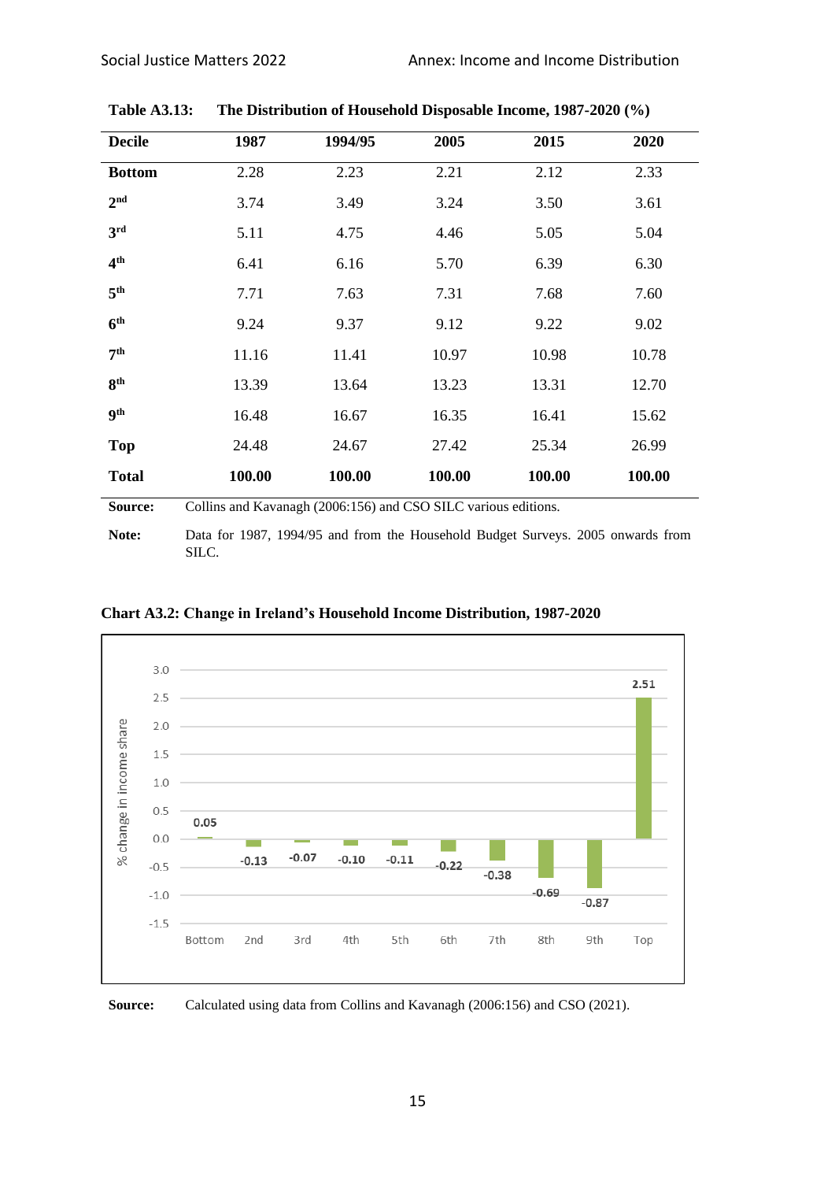**Table A3.13: The Distribution of Household Disposable Income, 1987-2020 (%)**

| Decile | 1987 | 1994/95 | 2005 | 2015 | 2020 |
|---|---|---|---|---|---|
| **Bottom** | 2.28 | 2.23 | 2.21 | 2.12 | 2.33 |
| **2nd** | 3.74 | 3.49 | 3.24 | 3.50 | 3.61 |
| **3rd** | 5.11 | 4.75 | 4.46 | 5.05 | 5.04 |
| **4th** | 6.41 | 6.16 | 5.70 | 6.39 | 6.30 |
| **5th** | 7.71 | 7.63 | 7.31 | 7.68 | 7.60 |
| **6th** | 9.24 | 9.37 | 9.12 | 9.22 | 9.02 |
| **7th** | 11.16 | 11.41 | 10.97 | 10.98 | 10.78 |
| **8th** | 13.39 | 13.64 | 13.23 | 13.31 | 12.70 |
| **9th** | 16.48 | 16.67 | 16.35 | 16.41 | 15.62 |
| **Top** | 24.48 | 24.67 | 27.42 | 25.34 | 26.99 |
| **Total** | **100.00** | **100.00** | **100.00** | **100.00** | **100.00** |

**Source:** Collins and Kavanagh (2006:156) and CSO SILC various editions.

**Note:** Data for 1987, 1994/95 and from the Household Budget Surveys. 2005 onwards from SILC.

**Chart A3.2: Change in Ireland's Household Income Distribution, 1987-2020**

| Decile | % change in income share |
|---|---|
| Bottom | 0.05 |
| 2nd | -0.13 |
| 3rd | -0.07 |
| 4th | -0.10 |
| 5th | -0.11 |
| 6th | -0.22 |
| 7th | -0.38 |
| 8th | -0.69 |
| 9th | -0.87 |
| Top | 2.51 |

**Source:** Calculated using data from Collins and Kavanagh (2006:156) and CSO (2021).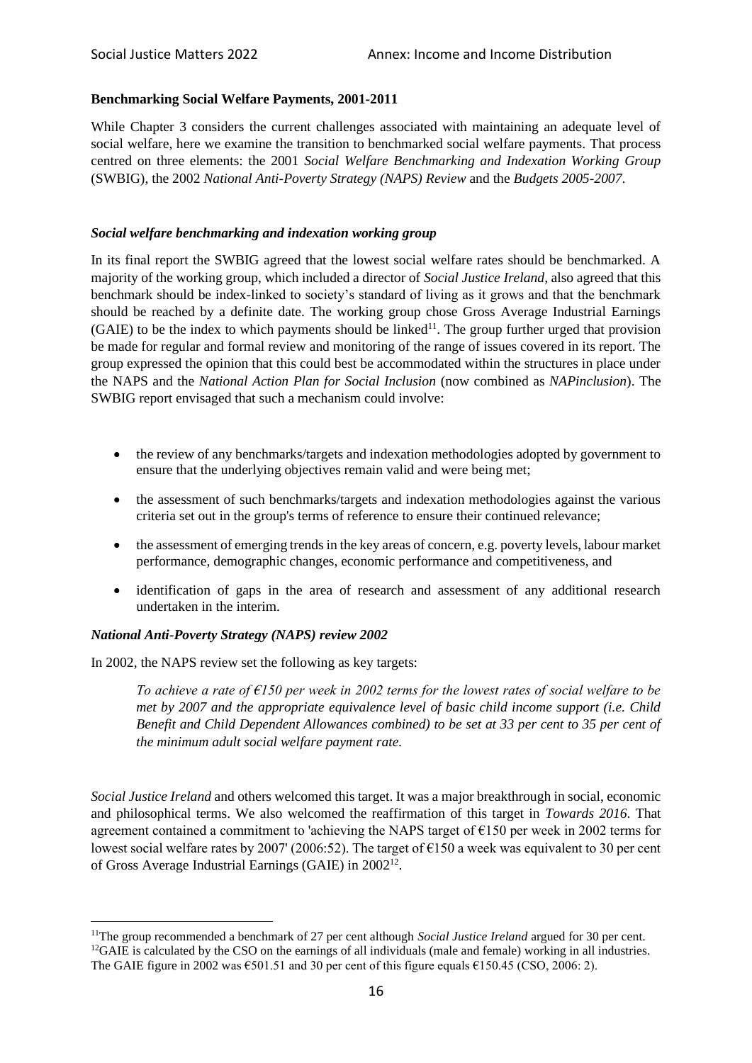**Benchmarking Social Welfare Payments, 2001-2011**

While Chapter 3 considers the current challenges associated with maintaining an adequate level of social welfare, here we examine the transition to benchmarked social welfare payments. That process centred on three elements: the 2001 *Social Welfare Benchmarking and Indexation Working Group* (SWBIG), the 2002 *National Anti-Poverty Strategy (NAPS) Review* and the *Budgets 2005-2007*.

***Social welfare benchmarking and indexation working group***

In its final report the SWBIG agreed that the lowest social welfare rates should be benchmarked. A majority of the working group, which included a director of *Social Justice Ireland*, also agreed that this benchmark should be index-linked to society's standard of living as it grows and that the benchmark should be reached by a definite date. The working group chose Gross Average Industrial Earnings (GAIE) to be the index to which payments should be linked[11]. The group further urged that provision be made for regular and formal review and monitoring of the range of issues covered in its report. The group expressed the opinion that this could best be accommodated within the structures in place under the NAPS and the *National Action Plan for Social Inclusion* (now combined as *NAPinclusion*). The SWBIG report envisaged that such a mechanism could involve:

- the review of any benchmarks/targets and indexation methodologies adopted by government to ensure that the underlying objectives remain valid and were being met;
- the assessment of such benchmarks/targets and indexation methodologies against the various criteria set out in the group's terms of reference to ensure their continued relevance;
- the assessment of emerging trends in the key areas of concern, e.g. poverty levels, labour market performance, demographic changes, economic performance and competitiveness, and
- identification of gaps in the area of research and assessment of any additional research undertaken in the interim.

***National Anti-Poverty Strategy (NAPS) review 2002***

In 2002, the NAPS review set the following as key targets:

> *To achieve a rate of €150 per week in 2002 terms for the lowest rates of social welfare to be met by 2007 and the appropriate equivalence level of basic child income support (i.e. Child Benefit and Child Dependent Allowances combined) to be set at 33 per cent to 35 per cent of the minimum adult social welfare payment rate.*

*Social Justice Ireland* and others welcomed this target. It was a major breakthrough in social, economic and philosophical terms. We also welcomed the reaffirmation of this target in *Towards 2016*. That agreement contained a commitment to 'achieving the NAPS target of €150 per week in 2002 terms for lowest social welfare rates by 2007' (2006:52). The target of €150 a week was equivalent to 30 per cent of Gross Average Industrial Earnings (GAIE) in 2002[12].

---

[11] The group recommended a benchmark of 27 per cent although *Social Justice Ireland* argued for 30 per cent.

[12] GAIE is calculated by the CSO on the earnings of all individuals (male and female) working in all industries. The GAIE figure in 2002 was €501.51 and 30 per cent of this figure equals €150.45 (CSO, 2006: 2).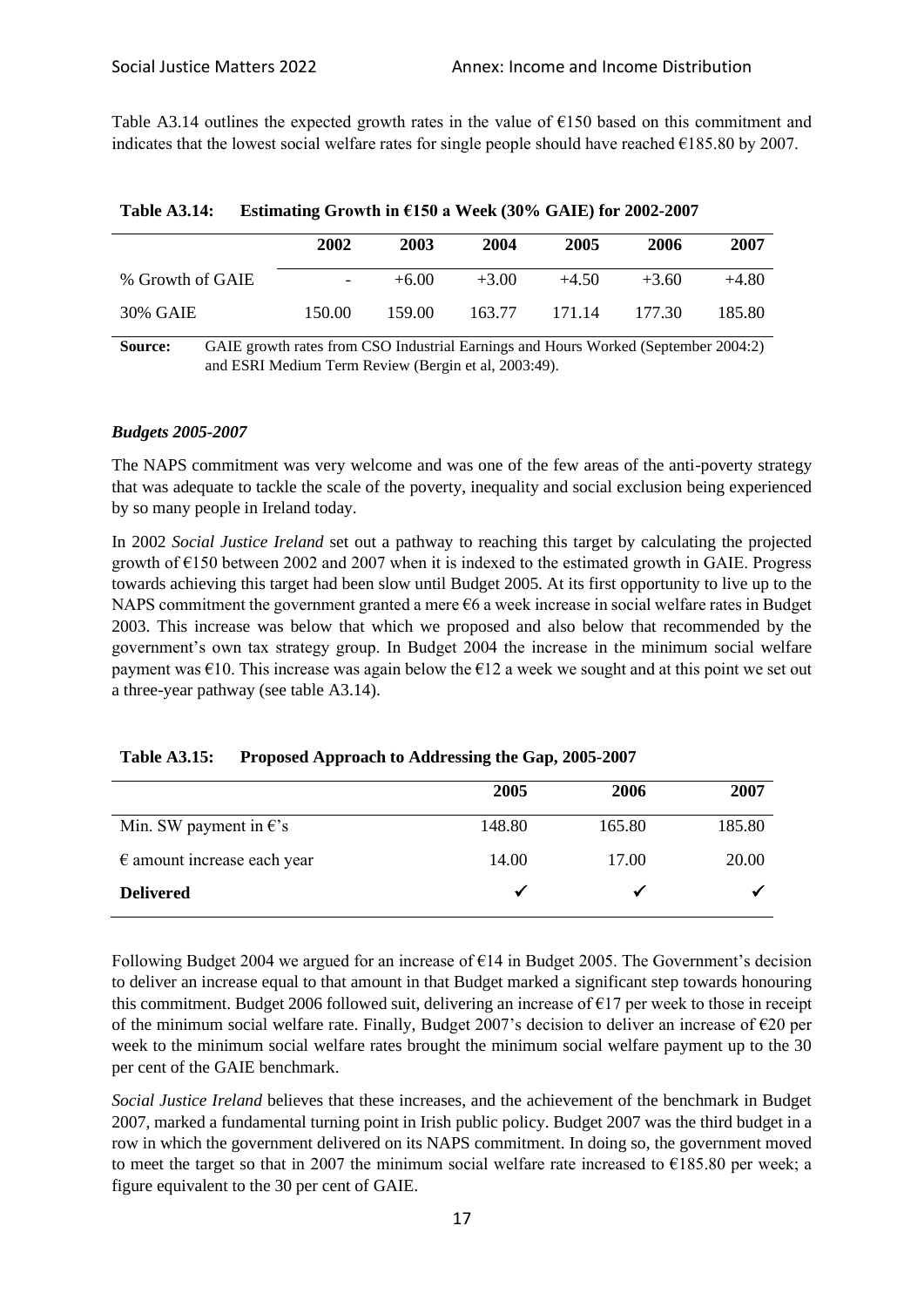Table A3.14 outlines the expected growth rates in the value of €150 based on this commitment and indicates that the lowest social welfare rates for single people should have reached €185.80 by 2007.

**Table A3.14: Estimating Growth in €150 a Week (30% GAIE) for 2002-2007**

| | 2002 | 2003 | 2004 | 2005 | 2006 | 2007 |
|---|---|---|---|---|---|---|
| % Growth of GAIE | - | +6.00 | +3.00 | +4.50 | +3.60 | +4.80 |
| 30% GAIE | 150.00 | 159.00 | 163.77 | 171.14 | 177.30 | 185.80 |

**Source:** GAIE growth rates from CSO Industrial Earnings and Hours Worked (September 2004:2) and ESRI Medium Term Review (Bergin et al, 2003:49).

### *Budgets 2005-2007*

The NAPS commitment was very welcome and was one of the few areas of the anti-poverty strategy that was adequate to tackle the scale of the poverty, inequality and social exclusion being experienced by so many people in Ireland today.

In 2002 *Social Justice Ireland* set out a pathway to reaching this target by calculating the projected growth of €150 between 2002 and 2007 when it is indexed to the estimated growth in GAIE. Progress towards achieving this target had been slow until Budget 2005. At its first opportunity to live up to the NAPS commitment the government granted a mere €6 a week increase in social welfare rates in Budget 2003. This increase was below that which we proposed and also below that recommended by the government's own tax strategy group. In Budget 2004 the increase in the minimum social welfare payment was €10. This increase was again below the €12 a week we sought and at this point we set out a three-year pathway (see table A3.14).

**Table A3.15: Proposed Approach to Addressing the Gap, 2005-2007**

| | 2005 | 2006 | 2007 |
|---|---|---|---|
| Min. SW payment in €'s | 148.80 | 165.80 | 185.80 |
| € amount increase each year | 14.00 | 17.00 | 20.00 |
| **Delivered** | ✓ | ✓ | ✓ |

Following Budget 2004 we argued for an increase of €14 in Budget 2005. The Government's decision to deliver an increase equal to that amount in that Budget marked a significant step towards honouring this commitment. Budget 2006 followed suit, delivering an increase of €17 per week to those in receipt of the minimum social welfare rate. Finally, Budget 2007's decision to deliver an increase of €20 per week to the minimum social welfare rates brought the minimum social welfare payment up to the 30 per cent of the GAIE benchmark.

*Social Justice Ireland* believes that these increases, and the achievement of the benchmark in Budget 2007, marked a fundamental turning point in Irish public policy. Budget 2007 was the third budget in a row in which the government delivered on its NAPS commitment. In doing so, the government moved to meet the target so that in 2007 the minimum social welfare rate increased to €185.80 per week; a figure equivalent to the 30 per cent of GAIE.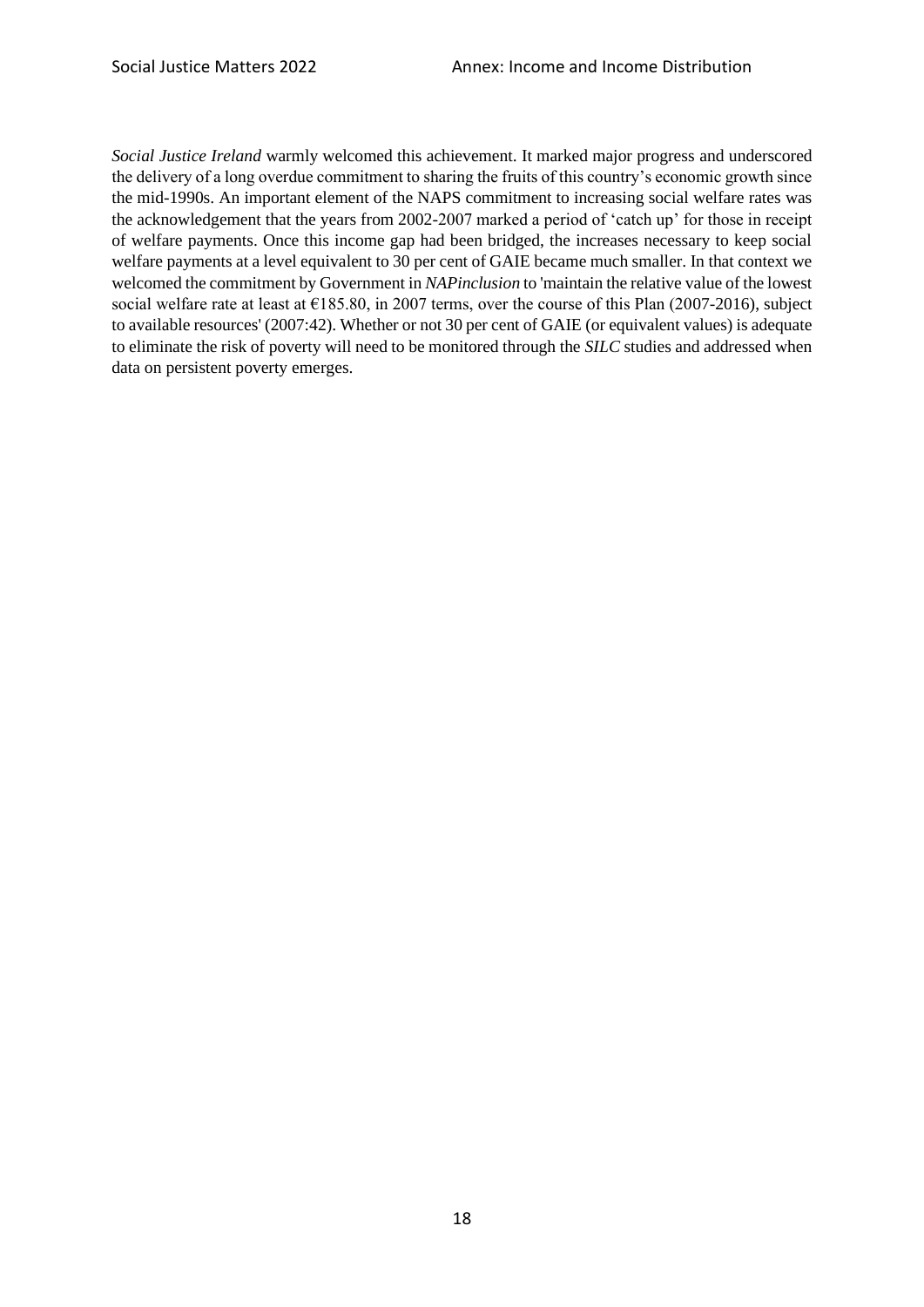*Social Justice Ireland* warmly welcomed this achievement. It marked major progress and underscored the delivery of a long overdue commitment to sharing the fruits of this country's economic growth since the mid-1990s. An important element of the NAPS commitment to increasing social welfare rates was the acknowledgement that the years from 2002-2007 marked a period of 'catch up' for those in receipt of welfare payments. Once this income gap had been bridged, the increases necessary to keep social welfare payments at a level equivalent to 30 per cent of GAIE became much smaller. In that context we welcomed the commitment by Government in *NAPinclusion* to 'maintain the relative value of the lowest social welfare rate at least at €185.80, in 2007 terms, over the course of this Plan (2007-2016), subject to available resources' (2007:42). Whether or not 30 per cent of GAIE (or equivalent values) is adequate to eliminate the risk of poverty will need to be monitored through the *SILC* studies and addressed when data on persistent poverty emerges.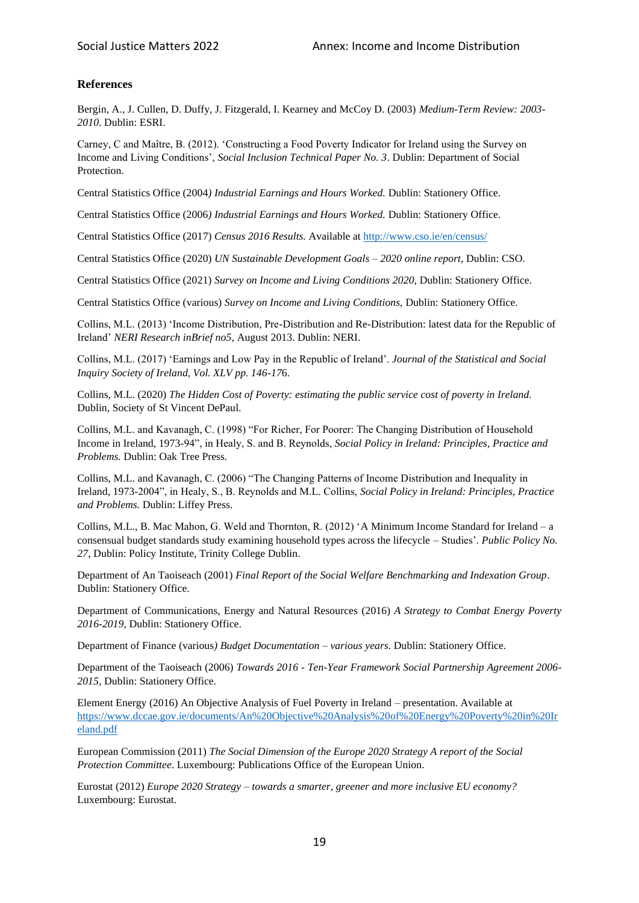### References

Bergin, A., J. Cullen, D. Duffy, J. Fitzgerald, I. Kearney and McCoy D. (2003) *Medium-Term Review: 2003-2010*. Dublin: ESRI.

Carney, C and Maître, B. (2012). 'Constructing a Food Poverty Indicator for Ireland using the Survey on Income and Living Conditions', *Social Inclusion Technical Paper No. 3*. Dublin: Department of Social Protection.

Central Statistics Office (2004) *Industrial Earnings and Hours Worked.* Dublin: Stationery Office.

Central Statistics Office (2006) *Industrial Earnings and Hours Worked.* Dublin: Stationery Office.

Central Statistics Office (2017) *Census 2016 Results.* Available at http://www.cso.ie/en/census/

Central Statistics Office (2020) *UN Sustainable Development Goals – 2020 online report*, Dublin: CSO.

Central Statistics Office (2021) *Survey on Income and Living Conditions 2020*, Dublin: Stationery Office.

Central Statistics Office (various) *Survey on Income and Living Conditions*, Dublin: Stationery Office.

Collins, M.L. (2013) 'Income Distribution, Pre-Distribution and Re-Distribution: latest data for the Republic of Ireland' *NERI Research inBrief no5*, August 2013. Dublin: NERI.

Collins, M.L. (2017) 'Earnings and Low Pay in the Republic of Ireland'. *Journal of the Statistical and Social Inquiry Society of Ireland, Vol. XLV pp. 146-176.*

Collins, M.L. (2020) *The Hidden Cost of Poverty: estimating the public service cost of poverty in Ireland.* Dublin, Society of St Vincent DePaul.

Collins, M.L. and Kavanagh, C. (1998) "For Richer, For Poorer: The Changing Distribution of Household Income in Ireland, 1973-94", in Healy, S. and B. Reynolds, *Social Policy in Ireland: Principles, Practice and Problems.* Dublin: Oak Tree Press.

Collins, M.L. and Kavanagh, C. (2006) "The Changing Patterns of Income Distribution and Inequality in Ireland, 1973-2004", in Healy, S., B. Reynolds and M.L. Collins, *Social Policy in Ireland: Principles, Practice and Problems.* Dublin: Liffey Press.

Collins, M.L., B. Mac Mahon, G. Weld and Thornton, R. (2012) 'A Minimum Income Standard for Ireland – a consensual budget standards study examining household types across the lifecycle – Studies'. *Public Policy No. 27*, Dublin: Policy Institute, Trinity College Dublin.

Department of An Taoiseach (2001) *Final Report of the Social Welfare Benchmarking and Indexation Group*. Dublin: Stationery Office.

Department of Communications, Energy and Natural Resources (2016) *A Strategy to Combat Energy Poverty 2016-2019,* Dublin: Stationery Office.

Department of Finance (various) *Budget Documentation – various years.* Dublin: Stationery Office.

Department of the Taoiseach (2006) *Towards 2016 - Ten-Year Framework Social Partnership Agreement 2006-2015,* Dublin: Stationery Office.

Element Energy (2016) An Objective Analysis of Fuel Poverty in Ireland – presentation. Available at https://www.dccae.gov.ie/documents/An%20Objective%20Analysis%20of%20Energy%20Poverty%20in%20Ireland.pdf

European Commission (2011) *The Social Dimension of the Europe 2020 Strategy A report of the Social Protection Committee*. Luxembourg: Publications Office of the European Union.

Eurostat (2012) *Europe 2020 Strategy – towards a smarter, greener and more inclusive EU economy?* Luxembourg: Eurostat.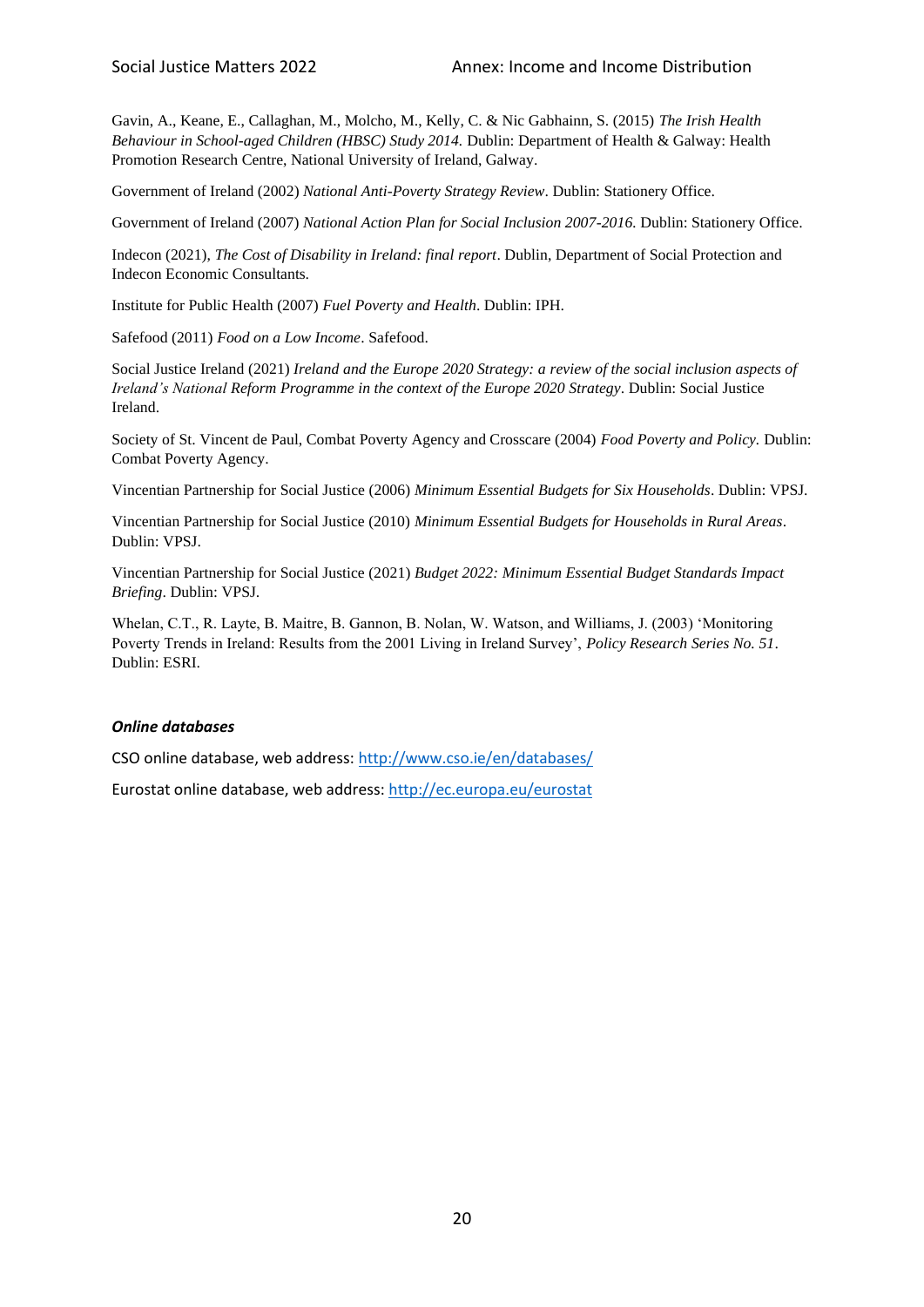Gavin, A., Keane, E., Callaghan, M., Molcho, M., Kelly, C. & Nic Gabhainn, S. (2015) *The Irish Health Behaviour in School-aged Children (HBSC) Study 2014.* Dublin: Department of Health & Galway: Health Promotion Research Centre, National University of Ireland, Galway.

Government of Ireland (2002) *National Anti-Poverty Strategy Review*. Dublin: Stationery Office.

Government of Ireland (2007) *National Action Plan for Social Inclusion 2007-2016.* Dublin: Stationery Office.

Indecon (2021), *The Cost of Disability in Ireland: final report*. Dublin, Department of Social Protection and Indecon Economic Consultants.

Institute for Public Health (2007) *Fuel Poverty and Health*. Dublin: IPH.

Safefood (2011) *Food on a Low Income*. Safefood.

Social Justice Ireland (2021) *Ireland and the Europe 2020 Strategy: a review of the social inclusion aspects of Ireland's National Reform Programme in the context of the Europe 2020 Strategy*. Dublin: Social Justice Ireland.

Society of St. Vincent de Paul, Combat Poverty Agency and Crosscare (2004) *Food Poverty and Policy.* Dublin: Combat Poverty Agency.

Vincentian Partnership for Social Justice (2006) *Minimum Essential Budgets for Six Households*. Dublin: VPSJ.

Vincentian Partnership for Social Justice (2010) *Minimum Essential Budgets for Households in Rural Areas*. Dublin: VPSJ.

Vincentian Partnership for Social Justice (2021) *Budget 2022: Minimum Essential Budget Standards Impact Briefing*. Dublin: VPSJ.

Whelan, C.T., R. Layte, B. Maitre, B. Gannon, B. Nolan, W. Watson, and Williams, J. (2003) 'Monitoring Poverty Trends in Ireland: Results from the 2001 Living in Ireland Survey', *Policy Research Series No. 51*. Dublin: ESRI.

### *Online databases*

CSO online database, web address: http://www.cso.ie/en/databases/

Eurostat online database, web address: http://ec.europa.eu/eurostat